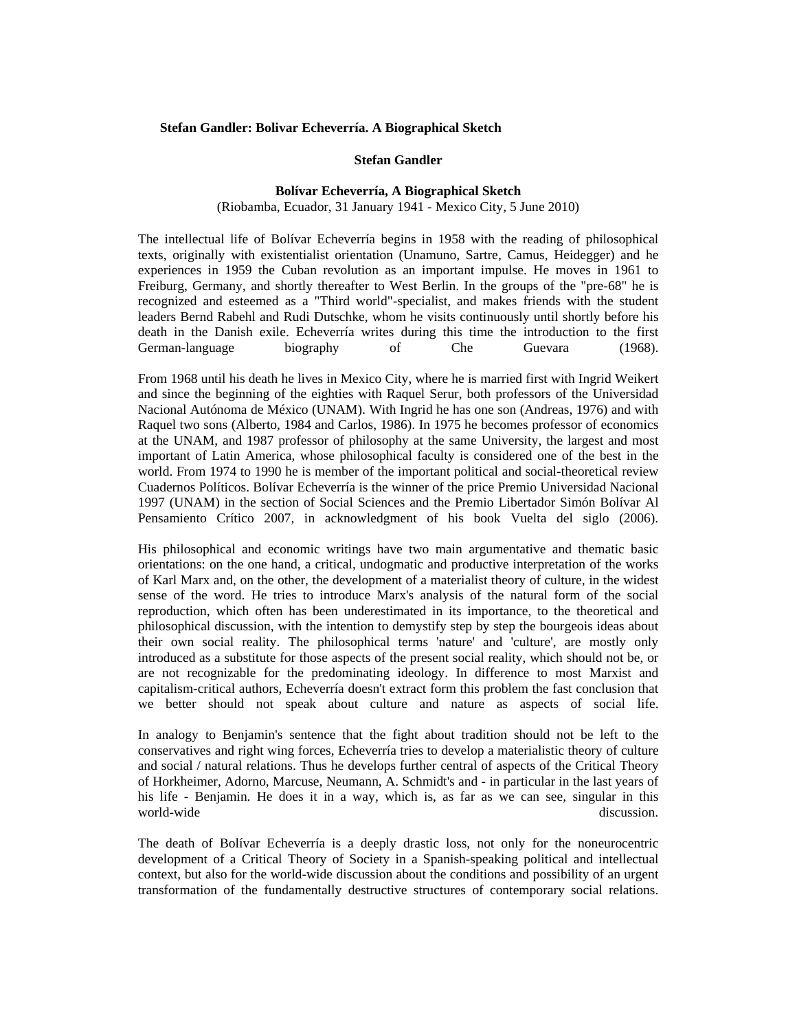**Stefan Gandler: Bolivar Echeverría. A Biographical Sketch**

**Stefan Gandler**

**Bolívar Echeverría, A Biographical Sketch**

(Riobamba, Ecuador, 31 January 1941 - Mexico City, 5 June 2010)

The intellectual life of Bolívar Echeverría begins in 1958 with the reading of philosophical texts, originally with existentialist orientation (Unamuno, Sartre, Camus, Heidegger) and he experiences in 1959 the Cuban revolution as an important impulse. He moves in 1961 to Freiburg, Germany, and shortly thereafter to West Berlin. In the groups of the "pre-68" he is recognized and esteemed as a "Third world"-specialist, and makes friends with the student leaders Bernd Rabehl and Rudi Dutschke, whom he visits continuously until shortly before his death in the Danish exile. Echeverría writes during this time the introduction to the first German-language biography of Che Guevara (1968).

From 1968 until his death he lives in Mexico City, where he is married first with Ingrid Weikert and since the beginning of the eighties with Raquel Serur, both professors of the Universidad Nacional Autónoma de México (UNAM). With Ingrid he has one son (Andreas, 1976) and with Raquel two sons (Alberto, 1984 and Carlos, 1986). In 1975 he becomes professor of economics at the UNAM, and 1987 professor of philosophy at the same University, the largest and most important of Latin America, whose philosophical faculty is considered one of the best in the world. From 1974 to 1990 he is member of the important political and social-theoretical review Cuadernos Políticos. Bolívar Echeverría is the winner of the price Premio Universidad Nacional 1997 (UNAM) in the section of Social Sciences and the Premio Libertador Simón Bolívar Al Pensamiento Crítico 2007, in acknowledgment of his book Vuelta del siglo (2006).

His philosophical and economic writings have two main argumentative and thematic basic orientations: on the one hand, a critical, undogmatic and productive interpretation of the works of Karl Marx and, on the other, the development of a materialist theory of culture, in the widest sense of the word. He tries to introduce Marx's analysis of the natural form of the social reproduction, which often has been underestimated in its importance, to the theoretical and philosophical discussion, with the intention to demystify step by step the bourgeois ideas about their own social reality. The philosophical terms 'nature' and 'culture', are mostly only introduced as a substitute for those aspects of the present social reality, which should not be, or are not recognizable for the predominating ideology. In difference to most Marxist and capitalism-critical authors, Echeverría doesn't extract form this problem the fast conclusion that we better should not speak about culture and nature as aspects of social life.

In analogy to Benjamin's sentence that the fight about tradition should not be left to the conservatives and right wing forces, Echeverría tries to develop a materialistic theory of culture and social / natural relations. Thus he develops further central of aspects of the Critical Theory of Horkheimer, Adorno, Marcuse, Neumann, A. Schmidt's and - in particular in the last years of his life - Benjamin. He does it in a way, which is, as far as we can see, singular in this world-wide discussion.

The death of Bolívar Echeverría is a deeply drastic loss, not only for the noneurocentric development of a Critical Theory of Society in a Spanish-speaking political and intellectual context, but also for the world-wide discussion about the conditions and possibility of an urgent transformation of the fundamentally destructive structures of contemporary social relations.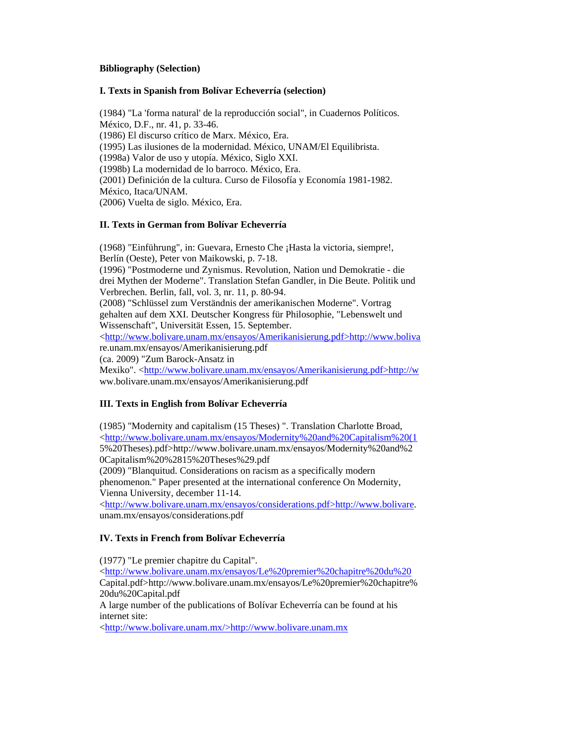**Bibliography (Selection)**

**I. Texts in Spanish from Bolívar Echeverría (selection)**

(1984) "La 'forma natural' de la reproducción social", in Cuadernos Políticos. México, D.F., nr. 41, p. 33-46.
(1986) El discurso crítico de Marx. México, Era.
(1995) Las ilusiones de la modernidad. México, UNAM/El Equilibrista.
(1998a) Valor de uso y utopía. México, Siglo XXI.
(1998b) La modernidad de lo barroco. México, Era.
(2001) Definición de la cultura. Curso de Filosofía y Economía 1981-1982. México, Itaca/UNAM.
(2006) Vuelta de siglo. México, Era.

**II. Texts in German from Bolívar Echeverría**

(1968) "Einführung", in: Guevara, Ernesto Che ¡Hasta la victoria, siempre!, Berlín (Oeste), Peter von Maikowski, p. 7-18.
(1996) "Postmoderne und Zynismus. Revolution, Nation und Demokratie - die drei Mythen der Moderne". Translation Stefan Gandler, in Die Beute. Politik und Verbrechen. Berlin, fall, vol. 3, nr. 11, p. 80-94.
(2008) "Schlüssel zum Verständnis der amerikanischen Moderne". Vortrag gehalten auf dem XXI. Deutscher Kongress für Philosophie, "Lebenswelt und Wissenschaft", Universität Essen, 15. September.
<http://www.bolivare.unam.mx/ensayos/Amerikanisierung.pdf>http://www.bolivare.unam.mx/ensayos/Amerikanisierung.pdf
(ca. 2009) "Zum Barock-Ansatz in Mexiko". <http://www.bolivare.unam.mx/ensayos/Amerikanisierung.pdf>http://www.bolivare.unam.mx/ensayos/Amerikanisierung.pdf

**III. Texts in English from Bolívar Echeverría**

(1985) "Modernity and capitalism (15 Theses) ". Translation Charlotte Broad, <http://www.bolivare.unam.mx/ensayos/Modernity%20and%20Capitalism%20(15%20Theses).pdf>http://www.bolivare.unam.mx/ensayos/Modernity%20and%20Capitalism%20%2815%20Theses%29.pdf
(2009) "Blanquitud. Considerations on racism as a specifically modern phenomenon." Paper presented at the international conference On Modernity, Vienna University, december 11-14.
<http://www.bolivare.unam.mx/ensayos/considerations.pdf>http://www.bolivare.unam.mx/ensayos/considerations.pdf

**IV. Texts in French from Bolívar Echeverría**

(1977) "Le premier chapitre du Capital".
<http://www.bolivare.unam.mx/ensayos/Le%20premier%20chapitre%20du%20Capital.pdf>http://www.bolivare.unam.mx/ensayos/Le%20premier%20chapitre%20du%20Capital.pdf
A large number of the publications of Bolívar Echeverría can be found at his internet site:
<http://www.bolivare.unam.mx/>http://www.bolivare.unam.mx